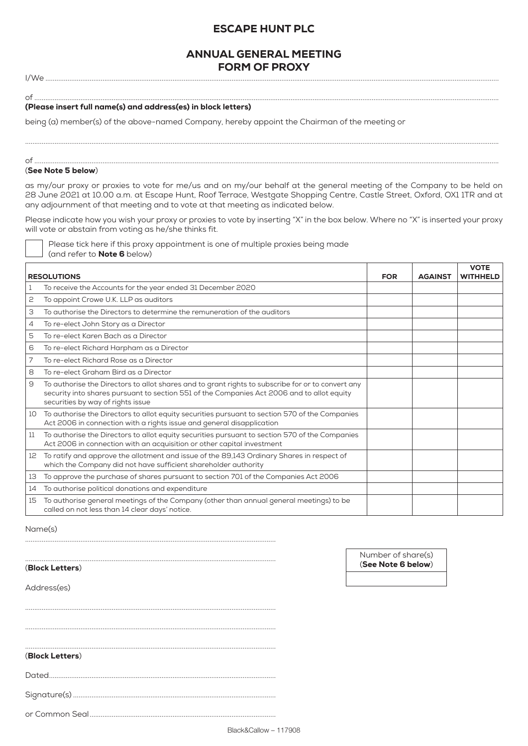# ESCAPE HUNT PLC

## ANNUAL GENERAL MEETING
## FORM OF PROXY

I/We ..................................................................................................................................................................................................

of ......................................................................................................................................................................................................

**(Please insert full name(s) and address(es) in block letters)**

being (a) member(s) of the above-named Company, hereby appoint the Chairman of the meeting or

..........................................................................................................................................................................................................

of ......................................................................................................................................................................................................

(**See Note 5 below**)

as my/our proxy or proxies to vote for me/us and on my/our behalf at the general meeting of the Company to be held on 28 June 2021 at 10.00 a.m. at Escape Hunt, Roof Terrace, Westgate Shopping Centre, Castle Street, Oxford, OX1 1TR and at any adjournment of that meeting and to vote at that meeting as indicated below.

Please indicate how you wish your proxy or proxies to vote by inserting "X" in the box below. Where no "X" is inserted your proxy will vote or abstain from voting as he/she thinks fit.

☐ Please tick here if this proxy appointment is one of multiple proxies being made (and refer to **Note 6** below)

| | RESOLUTIONS | FOR | AGAINST | VOTE WITHHELD |
|---|---|---|---|---|
| 1 | To receive the Accounts for the year ended 31 December 2020 | | | |
| 2 | To appoint Crowe U.K. LLP as auditors | | | |
| 3 | To authorise the Directors to determine the remuneration of the auditors | | | |
| 4 | To re-elect John Story as a Director | | | |
| 5 | To re-elect Karen Bach as a Director | | | |
| 6 | To re-elect Richard Harpham as a Director | | | |
| 7 | To re-elect Richard Rose as a Director | | | |
| 8 | To re-elect Graham Bird as a Director | | | |
| 9 | To authorise the Directors to allot shares and to grant rights to subscribe for or to convert any security into shares pursuant to section 551 of the Companies Act 2006 and to allot equity securities by way of rights issue | | | |
| 10 | To authorise the Directors to allot equity securities pursuant to section 570 of the Companies Act 2006 in connection with a rights issue and general disapplication | | | |
| 11 | To authorise the Directors to allot equity securities pursuant to section 570 of the Companies Act 2006 in connection with an acquisition or other capital investment | | | |
| 12 | To ratify and approve the allotment and issue of the 89,143 Ordinary Shares in respect of which the Company did not have sufficient shareholder authority | | | |
| 13 | To approve the purchase of shares pursuant to section 701 of the Companies Act 2006 | | | |
| 14 | To authorise political donations and expenditure | | | |
| 15 | To authorise general meetings of the Company (other than annual general meetings) to be called on not less than 14 clear days' notice. | | | |

Name(s)

..........................................................................................................

..........................................................................................................

(**Block Letters**)

| Number of share(s) (**See Note 6 below**) |
|---|
| |

Address(es)

..........................................................................................................

..........................................................................................................

..........................................................................................................

(**Block Letters**)

Dated..........................................................................................................

Signature(s) ..........................................................................................................

or Common Seal..........................................................................................................

Black&Callow – 117908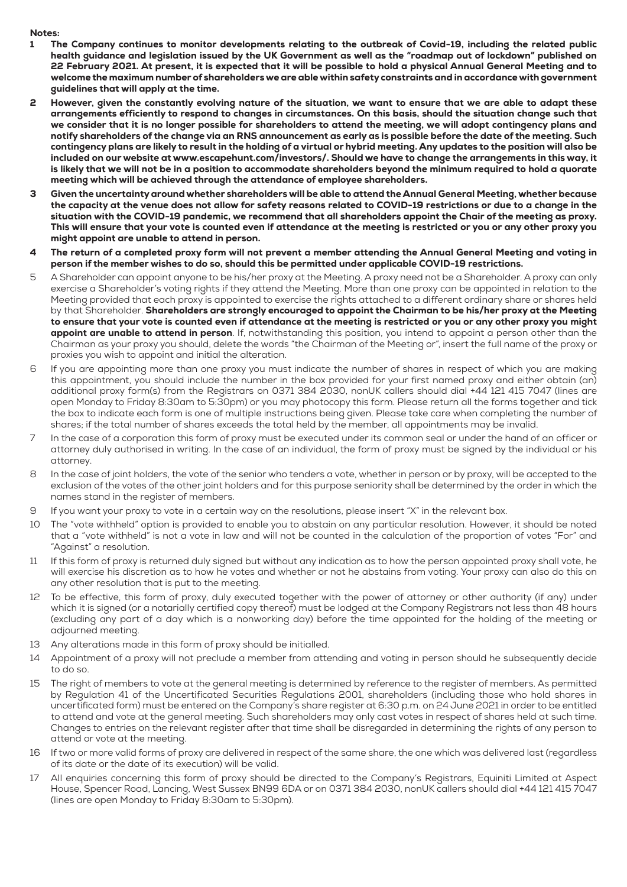**Notes:**

1. **The Company continues to monitor developments relating to the outbreak of Covid-19, including the related public health guidance and legislation issued by the UK Government as well as the "roadmap out of lockdown" published on 22 February 2021. At present, it is expected that it will be possible to hold a physical Annual General Meeting and to welcome the maximum number of shareholders we are able within safety constraints and in accordance with government guidelines that will apply at the time.**
2. **However, given the constantly evolving nature of the situation, we want to ensure that we are able to adapt these arrangements efficiently to respond to changes in circumstances. On this basis, should the situation change such that we consider that it is no longer possible for shareholders to attend the meeting, we will adopt contingency plans and notify shareholders of the change via an RNS announcement as early as is possible before the date of the meeting. Such contingency plans are likely to result in the holding of a virtual or hybrid meeting. Any updates to the position will also be included on our website at www.escapehunt.com/investors/. Should we have to change the arrangements in this way, it is likely that we will not be in a position to accommodate shareholders beyond the minimum required to hold a quorate meeting which will be achieved through the attendance of employee shareholders.**
3. **Given the uncertainty around whether shareholders will be able to attend the Annual General Meeting, whether because the capacity at the venue does not allow for safety reasons related to COVID-19 restrictions or due to a change in the situation with the COVID-19 pandemic, we recommend that all shareholders appoint the Chair of the meeting as proxy. This will ensure that your vote is counted even if attendance at the meeting is restricted or you or any other proxy you might appoint are unable to attend in person.**
4. **The return of a completed proxy form will not prevent a member attending the Annual General Meeting and voting in person if the member wishes to do so, should this be permitted under applicable COVID-19 restrictions.**
5. A Shareholder can appoint anyone to be his/her proxy at the Meeting. A proxy need not be a Shareholder. A proxy can only exercise a Shareholder's voting rights if they attend the Meeting. More than one proxy can be appointed in relation to the Meeting provided that each proxy is appointed to exercise the rights attached to a different ordinary share or shares held by that Shareholder. **Shareholders are strongly encouraged to appoint the Chairman to be his/her proxy at the Meeting to ensure that your vote is counted even if attendance at the meeting is restricted or you or any other proxy you might appoint are unable to attend in person**. If, notwithstanding this position, you intend to appoint a person other than the Chairman as your proxy you should, delete the words "the Chairman of the Meeting or", insert the full name of the proxy or proxies you wish to appoint and initial the alteration.
6. If you are appointing more than one proxy you must indicate the number of shares in respect of which you are making this appointment, you should include the number in the box provided for your first named proxy and either obtain (an) additional proxy form(s) from the Registrars on 0371 384 2030, nonUK callers should dial +44 121 415 7047 (lines are open Monday to Friday 8:30am to 5:30pm) or you may photocopy this form. Please return all the forms together and tick the box to indicate each form is one of multiple instructions being given. Please take care when completing the number of shares; if the total number of shares exceeds the total held by the member, all appointments may be invalid.
7. In the case of a corporation this form of proxy must be executed under its common seal or under the hand of an officer or attorney duly authorised in writing. In the case of an individual, the form of proxy must be signed by the individual or his attorney.
8. In the case of joint holders, the vote of the senior who tenders a vote, whether in person or by proxy, will be accepted to the exclusion of the votes of the other joint holders and for this purpose seniority shall be determined by the order in which the names stand in the register of members.
9. If you want your proxy to vote in a certain way on the resolutions, please insert "X" in the relevant box.
10. The "vote withheld" option is provided to enable you to abstain on any particular resolution. However, it should be noted that a "vote withheld" is not a vote in law and will not be counted in the calculation of the proportion of votes "For" and "Against" a resolution.
11. If this form of proxy is returned duly signed but without any indication as to how the person appointed proxy shall vote, he will exercise his discretion as to how he votes and whether or not he abstains from voting. Your proxy can also do this on any other resolution that is put to the meeting.
12. To be effective, this form of proxy, duly executed together with the power of attorney or other authority (if any) under which it is signed (or a notarially certified copy thereof) must be lodged at the Company Registrars not less than 48 hours (excluding any part of a day which is a nonworking day) before the time appointed for the holding of the meeting or adjourned meeting.
13. Any alterations made in this form of proxy should be initialled.
14. Appointment of a proxy will not preclude a member from attending and voting in person should he subsequently decide to do so.
15. The right of members to vote at the general meeting is determined by reference to the register of members. As permitted by Regulation 41 of the Uncertificated Securities Regulations 2001, shareholders (including those who hold shares in uncertificated form) must be entered on the Company's share register at 6:30 p.m. on 24 June 2021 in order to be entitled to attend and vote at the general meeting. Such shareholders may only cast votes in respect of shares held at such time. Changes to entries on the relevant register after that time shall be disregarded in determining the rights of any person to attend or vote at the meeting.
16. If two or more valid forms of proxy are delivered in respect of the same share, the one which was delivered last (regardless of its date or the date of its execution) will be valid.
17. All enquiries concerning this form of proxy should be directed to the Company's Registrars, Equiniti Limited at Aspect House, Spencer Road, Lancing, West Sussex BN99 6DA or on 0371 384 2030, nonUK callers should dial +44 121 415 7047 (lines are open Monday to Friday 8:30am to 5:30pm).